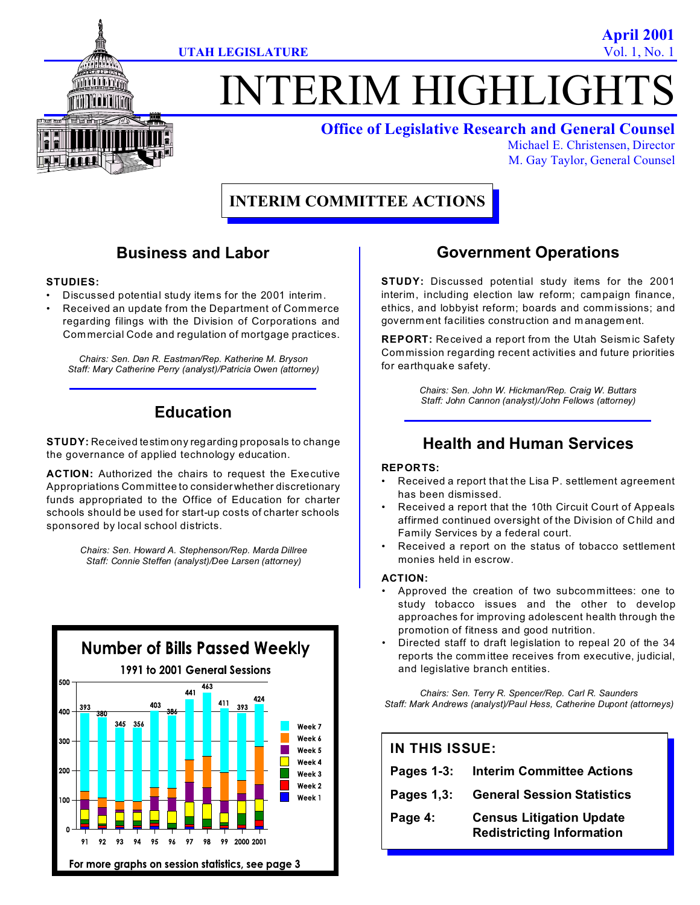UTAH LEGISLATURE

April 2001
Vol. 1, No. 1

# INTERIM HIGHLIGHTS

**Office of Legislative Research and General Counsel**
Michael E. Christensen, Director
M. Gay Taylor, General Counsel

## INTERIM COMMITTEE ACTIONS

### Business and Labor

**STUDIES:**

- Discussed potential study items for the 2001 interim.
- Received an update from the Department of Commerce regarding filings with the Division of Corporations and Commercial Code and regulation of mortgage practices.

*Chairs: Sen. Dan R. Eastman/Rep. Katherine M. Bryson*
*Staff: Mary Catherine Perry (analyst)/Patricia Owen (attorney)*

### Education

**STUDY:** Received testimony regarding proposals to change the governance of applied technology education.

**ACTION:** Authorized the chairs to request the Executive Appropriations Committee to consider whether discretionary funds appropriated to the Office of Education for charter schools should be used for start-up costs of charter schools sponsored by local school districts.

*Chairs: Sen. Howard A. Stephenson/Rep. Marda Dillree*
*Staff: Connie Steffen (analyst)/Dee Larsen (attorney)*

**Number of Bills Passed Weekly**
**1991 to 2001 General Sessions**

| Year | 91 | 92 | 93 | 94 | 95 | 96 | 97 | 98 | 99 | 2000 | 2001 |
|---|---|---|---|---|---|---|---|---|---|---|---|
| Total bills passed | 393 | 380 | 345 | 356 | 403 | 386 | 441 | 463 | 411 | 393 | 424 |

For more graphs on session statistics, see page 3

### Government Operations

**STUDY:** Discussed potential study items for the 2001 interim, including election law reform; campaign finance, ethics, and lobbyist reform; boards and commissions; and government facilities construction and management.

**REPORT:** Received a report from the Utah Seismic Safety Commission regarding recent activities and future priorities for earthquake safety.

*Chairs: Sen. John W. Hickman/Rep. Craig W. Buttars*
*Staff: John Cannon (analyst)/John Fellows (attorney)*

### Health and Human Services

**REPORTS:**

- Received a report that the Lisa P. settlement agreement has been dismissed.
- Received a report that the 10th Circuit Court of Appeals affirmed continued oversight of the Division of Child and Family Services by a federal court.
- Received a report on the status of tobacco settlement monies held in escrow.

**ACTION:**

- Approved the creation of two subcommittees: one to study tobacco issues and the other to develop approaches for improving adolescent health through the promotion of fitness and good nutrition.
- Directed staff to draft legislation to repeal 20 of the 34 reports the committee receives from executive, judicial, and legislative branch entities.

*Chairs: Sen. Terry R. Spencer/Rep. Carl R. Saunders*
*Staff: Mark Andrews (analyst)/Paul Hess, Catherine Dupont (attorneys)*

**IN THIS ISSUE:**

| | |
|---|---|
| Pages 1-3: | Interim Committee Actions |
| Pages 1,3: | General Session Statistics |
| Page 4: | Census Litigation Update<br>Redistricting Information |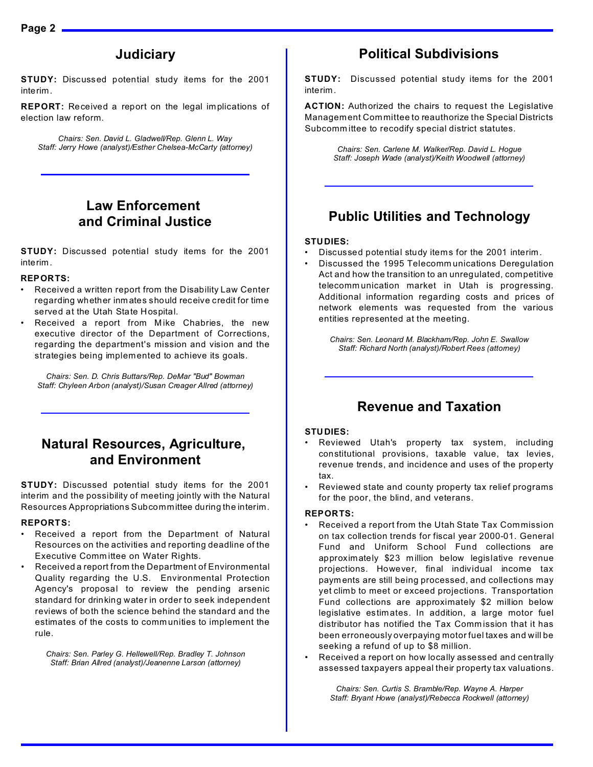## Judiciary

**STUDY:** Discussed potential study items for the 2001 interim.

**REPORT:** Received a report on the legal implications of election law reform.

*Chairs: Sen. David L. Gladwell/Rep. Glenn L. Way*
*Staff: Jerry Howe (analyst)/Esther Chelsea-McCarty (attorney)*

## Law Enforcement and Criminal Justice

**STUDY:** Discussed potential study items for the 2001 interim.

**REPORTS:**

- Received a written report from the Disability Law Center regarding whether inmates should receive credit for time served at the Utah State Hospital.
- Received a report from Mike Chabries, the new executive director of the Department of Corrections, regarding the department's mission and vision and the strategies being implemented to achieve its goals.

*Chairs: Sen. D. Chris Buttars/Rep. DeMar "Bud" Bowman*
*Staff: Chyleen Arbon (analyst)/Susan Creager Allred (attorney)*

## Natural Resources, Agriculture, and Environment

**STUDY:** Discussed potential study items for the 2001 interim and the possibility of meeting jointly with the Natural Resources Appropriations Subcommittee during the interim.

**REPORTS:**

- Received a report from the Department of Natural Resources on the activities and reporting deadline of the Executive Committee on Water Rights.
- Received a report from the Department of Environmental Quality regarding the U.S. Environmental Protection Agency's proposal to review the pending arsenic standard for drinking water in order to seek independent reviews of both the science behind the standard and the estimates of the costs to communities to implement the rule.

*Chairs: Sen. Parley G. Hellewell/Rep. Bradley T. Johnson*
*Staff: Brian Allred (analyst)/Jeanenne Larson (attorney)*

## Political Subdivisions

**STUDY:** Discussed potential study items for the 2001 interim.

**ACTION:** Authorized the chairs to request the Legislative Management Committee to reauthorize the Special Districts Subcommittee to recodify special district statutes.

*Chairs: Sen. Carlene M. Walker/Rep. David L. Hogue*
*Staff: Joseph Wade (analyst)/Keith Woodwell (attorney)*

## Public Utilities and Technology

**STUDIES:**

- Discussed potential study items for the 2001 interim.
- Discussed the 1995 Telecommunications Deregulation Act and how the transition to an unregulated, competitive telecommunication market in Utah is progressing. Additional information regarding costs and prices of network elements was requested from the various entities represented at the meeting.

*Chairs: Sen. Leonard M. Blackham/Rep. John E. Swallow*
*Staff: Richard North (analyst)/Robert Rees (attorney)*

## Revenue and Taxation

**STUDIES:**

- Reviewed Utah's property tax system, including constitutional provisions, taxable value, tax levies, revenue trends, and incidence and uses of the property tax.
- Reviewed state and county property tax relief programs for the poor, the blind, and veterans.

**REPORTS:**

- Received a report from the Utah State Tax Commission on tax collection trends for fiscal year 2000-01. General Fund and Uniform School Fund collections are approximately $23 million below legislative revenue projections. However, final individual income tax payments are still being processed, and collections may yet climb to meet or exceed projections. Transportation Fund collections are approximately $2 million below legislative estimates. In addition, a large motor fuel distributor has notified the Tax Commission that it has been erroneously overpaying motor fuel taxes and will be seeking a refund of up to $8 million.
- Received a report on how locally assessed and centrally assessed taxpayers appeal their property tax valuations.

*Chairs: Sen. Curtis S. Bramble/Rep. Wayne A. Harper*
*Staff: Bryant Howe (analyst)/Rebecca Rockwell (attorney)*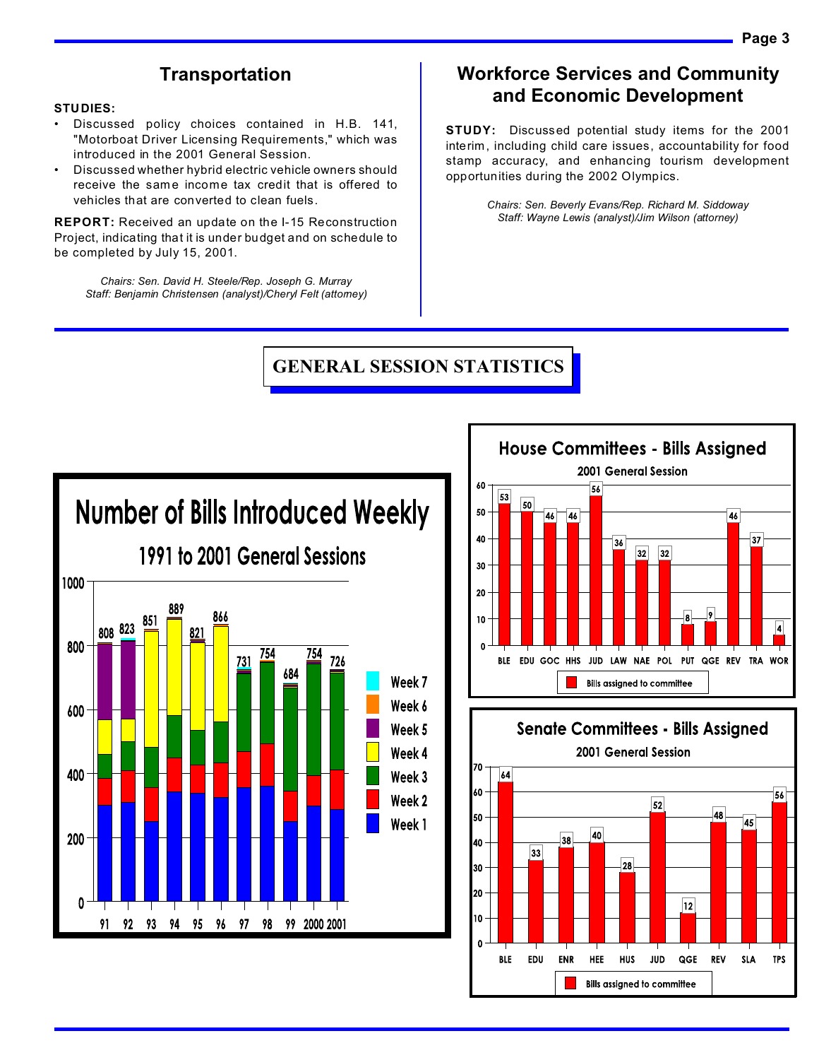## Transportation

**STUDIES:**

- Discussed policy choices contained in H.B. 141, "Motorboat Driver Licensing Requirements," which was introduced in the 2001 General Session.
- Discussed whether hybrid electric vehicle owners should receive the same income tax credit that is offered to vehicles that are converted to clean fuels.

**REPORT:** Received an update on the I-15 Reconstruction Project, indicating that it is under budget and on schedule to be completed by July 15, 2001.

*Chairs: Sen. David H. Steele/Rep. Joseph G. Murray*
*Staff: Benjamin Christensen (analyst)/Cheryl Felt (attorney)*

## Workforce Services and Community and Economic Development

**STUDY:** Discussed potential study items for the 2001 interim, including child care issues, accountability for food stamp accuracy, and enhancing tourism development opportunities during the 2002 Olympics.

*Chairs: Sen. Beverly Evans/Rep. Richard M. Siddoway*
*Staff: Wayne Lewis (analyst)/Jim Wilson (attorney)*

# GENERAL SESSION STATISTICS

### Number of Bills Introduced Weekly

1991 to 2001 General Sessions

| Year | 91 | 92 | 93 | 94 | 95 | 96 | 97 | 98 | 99 | 2000 | 2001 |
|---|---|---|---|---|---|---|---|---|---|---|---|
| Total bills | 808 | 823 | 851 | 889 | 821 | 866 | 731 | 754 | 684 | 754 | 726 |

Legend: Week 7, Week 6, Week 5, Week 4, Week 3, Week 2, Week 1

### House Committees - Bills Assigned

2001 General Session

| Committee | BLE | EDU | GOC | HHS | JUD | LAW | NAE | POL | PUT | QGE | REV | TRA | WOR |
|---|---|---|---|---|---|---|---|---|---|---|---|---|---|
| Bills assigned to committee | 53 | 50 | 46 | 46 | 56 | 36 | 32 | 32 | 8 | 9 | 46 | 37 | 4 |

### Senate Committees - Bills Assigned

2001 General Session

| Committee | BLE | EDU | ENR | HEE | HUS | JUD | QGE | REV | SLA | TPS |
|---|---|---|---|---|---|---|---|---|---|---|
| Bills assigned to committee | 64 | 33 | 38 | 40 | 28 | 52 | 12 | 48 | 45 | 56 |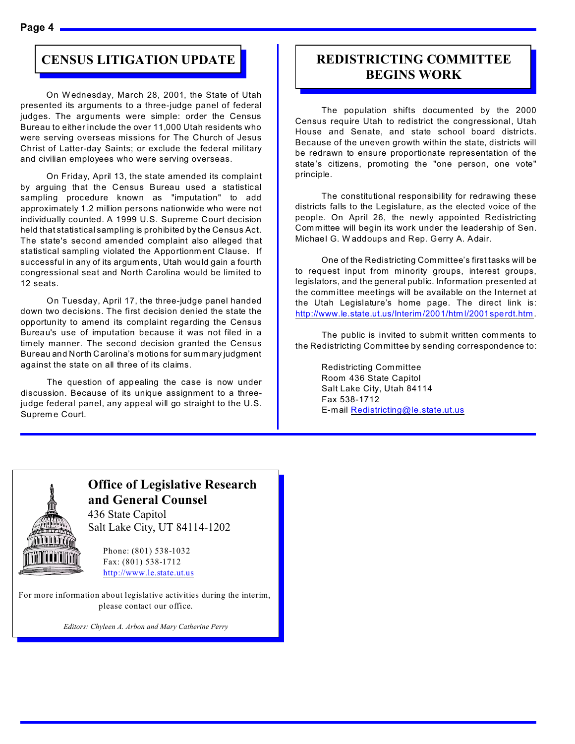## CENSUS LITIGATION UPDATE

On Wednesday, March 28, 2001, the State of Utah presented its arguments to a three-judge panel of federal judges. The arguments were simple: order the Census Bureau to either include the over 11,000 Utah residents who were serving overseas missions for The Church of Jesus Christ of Latter-day Saints; or exclude the federal military and civilian employees who were serving overseas.

On Friday, April 13, the state amended its complaint by arguing that the Census Bureau used a statistical sampling procedure known as "imputation" to add approximately 1.2 million persons nationwide who were not individually counted. A 1999 U.S. Supreme Court decision held that statistical sampling is prohibited by the Census Act. The state's second amended complaint also alleged that statistical sampling violated the Apportionment Clause. If successful in any of its arguments, Utah would gain a fourth congressional seat and North Carolina would be limited to 12 seats.

On Tuesday, April 17, the three-judge panel handed down two decisions. The first decision denied the state the opportunity to amend its complaint regarding the Census Bureau's use of imputation because it was not filed in a timely manner. The second decision granted the Census Bureau and North Carolina's motions for summary judgment against the state on all three of its claims.

The question of appealing the case is now under discussion. Because of its unique assignment to a three-judge federal panel, any appeal will go straight to the U.S. Supreme Court.

## REDISTRICTING COMMITTEE BEGINS WORK

The population shifts documented by the 2000 Census require Utah to redistrict the congressional, Utah House and Senate, and state school board districts. Because of the uneven growth within the state, districts will be redrawn to ensure proportionate representation of the state's citizens, promoting the "one person, one vote" principle.

The constitutional responsibility for redrawing these districts falls to the Legislature, as the elected voice of the people. On April 26, the newly appointed Redistricting Committee will begin its work under the leadership of Sen. Michael G. Waddoups and Rep. Gerry A. Adair.

One of the Redistricting Committee's first tasks will be to request input from minority groups, interest groups, legislators, and the general public. Information presented at the committee meetings will be available on the Internet at the Utah Legislature's home page. The direct link is: http://www.le.state.ut.us/Interim/2001/html/2001sperdt.htm.

The public is invited to submit written comments to the Redistricting Committee by sending correspondence to:

Redistricting Committee
Room 436 State Capitol
Salt Lake City, Utah 84114
Fax 538-1712
E-mail Redistricting@le.state.ut.us

---

**Office of Legislative Research and General Counsel**
436 State Capitol
Salt Lake City, UT 84114-1202

Phone: (801) 538-1032
Fax: (801) 538-1712
http://www.le.state.ut.us

For more information about legislative activities during the interim, please contact our office.

*Editors: Chyleen A. Arbon and Mary Catherine Perry*